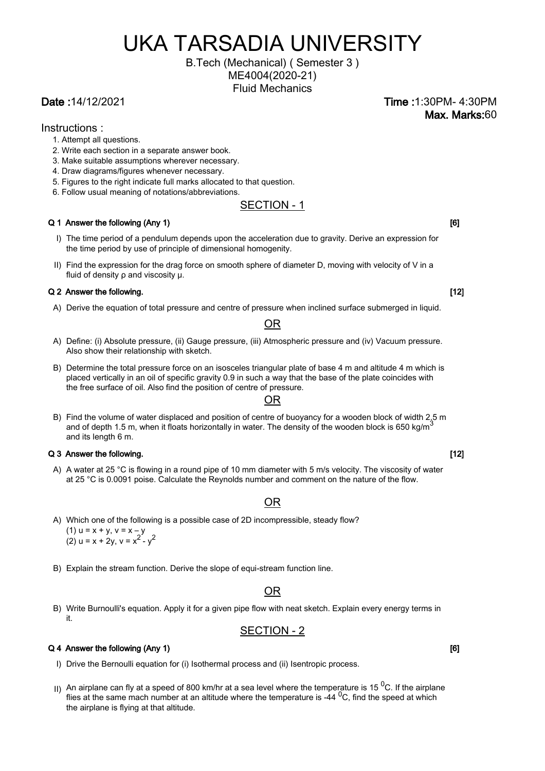# UKA TARSADIA UNIVERSITY

B.Tech (Mechanical) ( Semester 3 )
ME4004(2020-21)
Fluid Mechanics

**Date :**14/12/2021 **Time :**1:30PM- 4:30PM
**Max. Marks:**60

Instructions :

1. Attempt all questions.
2. Write each section in a separate answer book.
3. Make suitable assumptions wherever necessary.
4. Draw diagrams/figures whenever necessary.
5. Figures to the right indicate full marks allocated to that question.
6. Follow usual meaning of notations/abbreviations.

## SECTION - 1

**Q 1 Answer the following (Any 1) [6]**

I) The time period of a pendulum depends upon the acceleration due to gravity. Derive an expression for the time period by use of principle of dimensional homogenity.

II) Find the expression for the drag force on smooth sphere of diameter D, moving with velocity of V in a fluid of density ρ and viscosity μ.

**Q 2 Answer the following. [12]**

A) Derive the equation of total pressure and centre of pressure when inclined surface submerged in liquid.

OR

A) Define: (i) Absolute pressure, (ii) Gauge pressure, (iii) Atmospheric pressure and (iv) Vacuum pressure. Also show their relationship with sketch.

B) Determine the total pressure force on an isosceles triangular plate of base 4 m and altitude 4 m which is placed vertically in an oil of specific gravity 0.9 in such a way that the base of the plate coincides with the free surface of oil. Also find the position of centre of pressure.

OR

B) Find the volume of water displaced and position of centre of buoyancy for a wooden block of width 2.5 m and of depth 1.5 m, when it floats horizontally in water. The density of the wooden block is 650 kg/m$^3$ and its length 6 m.

**Q 3 Answer the following. [12]**

A) A water at 25 °C is flowing in a round pipe of 10 mm diameter with 5 m/s velocity. The viscosity of water at 25 °C is 0.0091 poise. Calculate the Reynolds number and comment on the nature of the flow.

OR

A) Which one of the following is a possible case of 2D incompressible, steady flow?
(1) $u = x + y$, $v = x - y$
(2) $u = x + 2y$, $v = x^2 - y^2$

B) Explain the stream function. Derive the slope of equi-stream function line.

OR

B) Write Burnoulli's equation. Apply it for a given pipe flow with neat sketch. Explain every energy terms in it.

## SECTION - 2

**Q 4 Answer the following (Any 1) [6]**

I) Drive the Bernoulli equation for (i) Isothermal process and (ii) Isentropic process.

II) An airplane can fly at a speed of 800 km/hr at a sea level where the temperature is 15 $^0$C. If the airplane flies at the same mach number at an altitude where the temperature is -44 $^0$C, find the speed at which the airplane is flying at that altitude.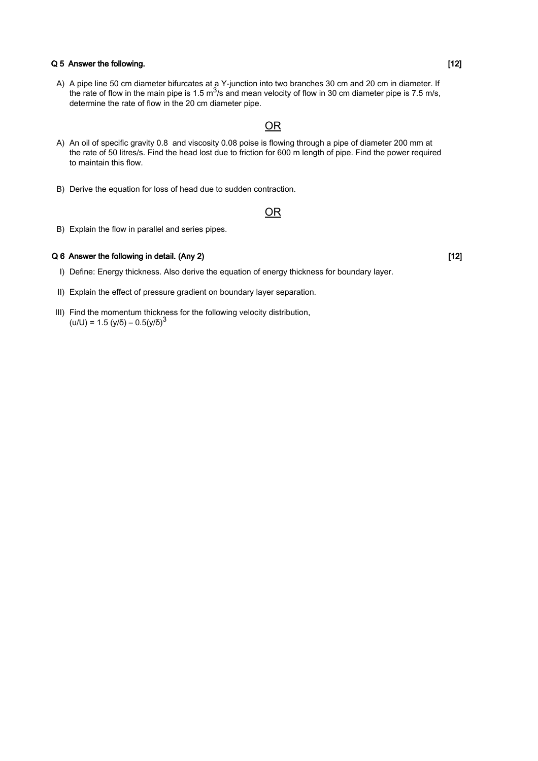**Q 5 Answer the following.** **[12]**

A) A pipe line 50 cm diameter bifurcates at a Y-junction into two branches 30 cm and 20 cm in diameter. If the rate of flow in the main pipe is 1.5 $m^3$/s and mean velocity of flow in 30 cm diameter pipe is 7.5 m/s, determine the rate of flow in the 20 cm diameter pipe.

OR

A) An oil of specific gravity 0.8 and viscosity 0.08 poise is flowing through a pipe of diameter 200 mm at the rate of 50 litres/s. Find the head lost due to friction for 600 m length of pipe. Find the power required to maintain this flow.

B) Derive the equation for loss of head due to sudden contraction.

OR

B) Explain the flow in parallel and series pipes.

**Q 6 Answer the following in detail. (Any 2)** **[12]**

I) Define: Energy thickness. Also derive the equation of energy thickness for boundary layer.

II) Explain the effect of pressure gradient on boundary layer separation.

III) Find the momentum thickness for the following velocity distribution,
$(u/U) = 1.5\,(y/\delta) - 0.5(y/\delta)^3$